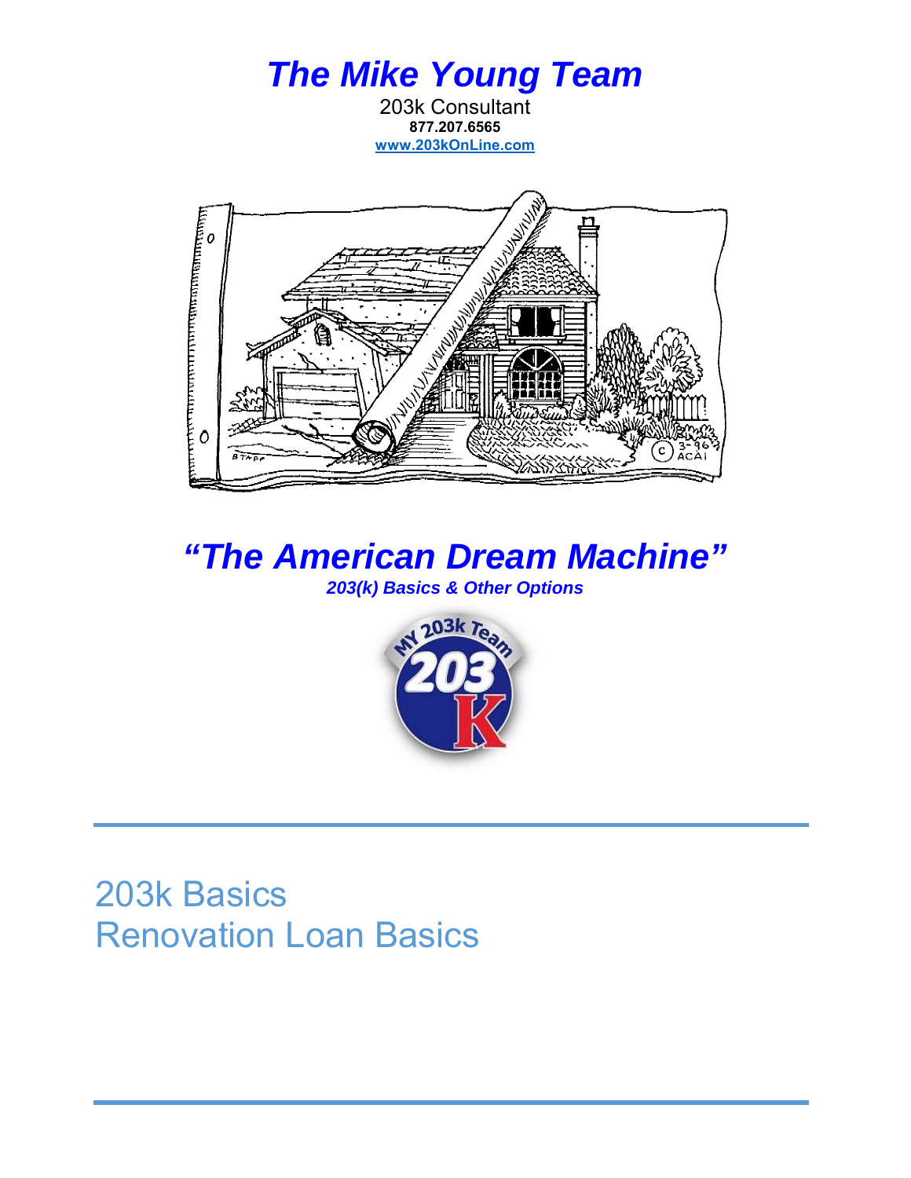# *The Mike Young Team*

203k Consultant
**877.207.6565**
**www.203kOnLine.com**

# *"The American Dream Machine"*

***203(k) Basics & Other Options***

## 203k Basics
## Renovation Loan Basics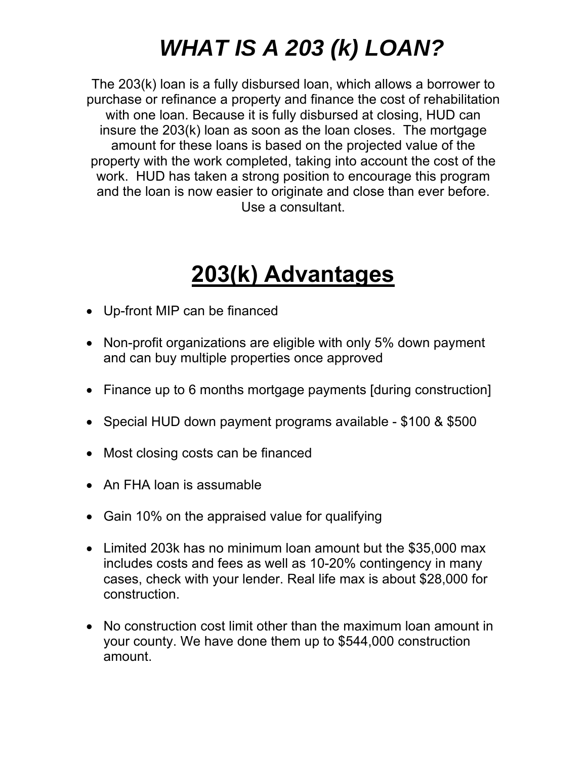# *WHAT IS A 203 (k) LOAN?*

The 203(k) loan is a fully disbursed loan, which allows a borrower to purchase or refinance a property and finance the cost of rehabilitation with one loan. Because it is fully disbursed at closing, HUD can insure the 203(k) loan as soon as the loan closes. The mortgage amount for these loans is based on the projected value of the property with the work completed, taking into account the cost of the work. HUD has taken a strong position to encourage this program and the loan is now easier to originate and close than ever before. Use a consultant.

# 203(k) Advantages

- Up-front MIP can be financed
- Non-profit organizations are eligible with only 5% down payment and can buy multiple properties once approved
- Finance up to 6 months mortgage payments [during construction]
- Special HUD down payment programs available - $100 & $500
- Most closing costs can be financed
- An FHA loan is assumable
- Gain 10% on the appraised value for qualifying
- Limited 203k has no minimum loan amount but the $35,000 max includes costs and fees as well as 10-20% contingency in many cases, check with your lender. Real life max is about $28,000 for construction.
- No construction cost limit other than the maximum loan amount in your county. We have done them up to $544,000 construction amount.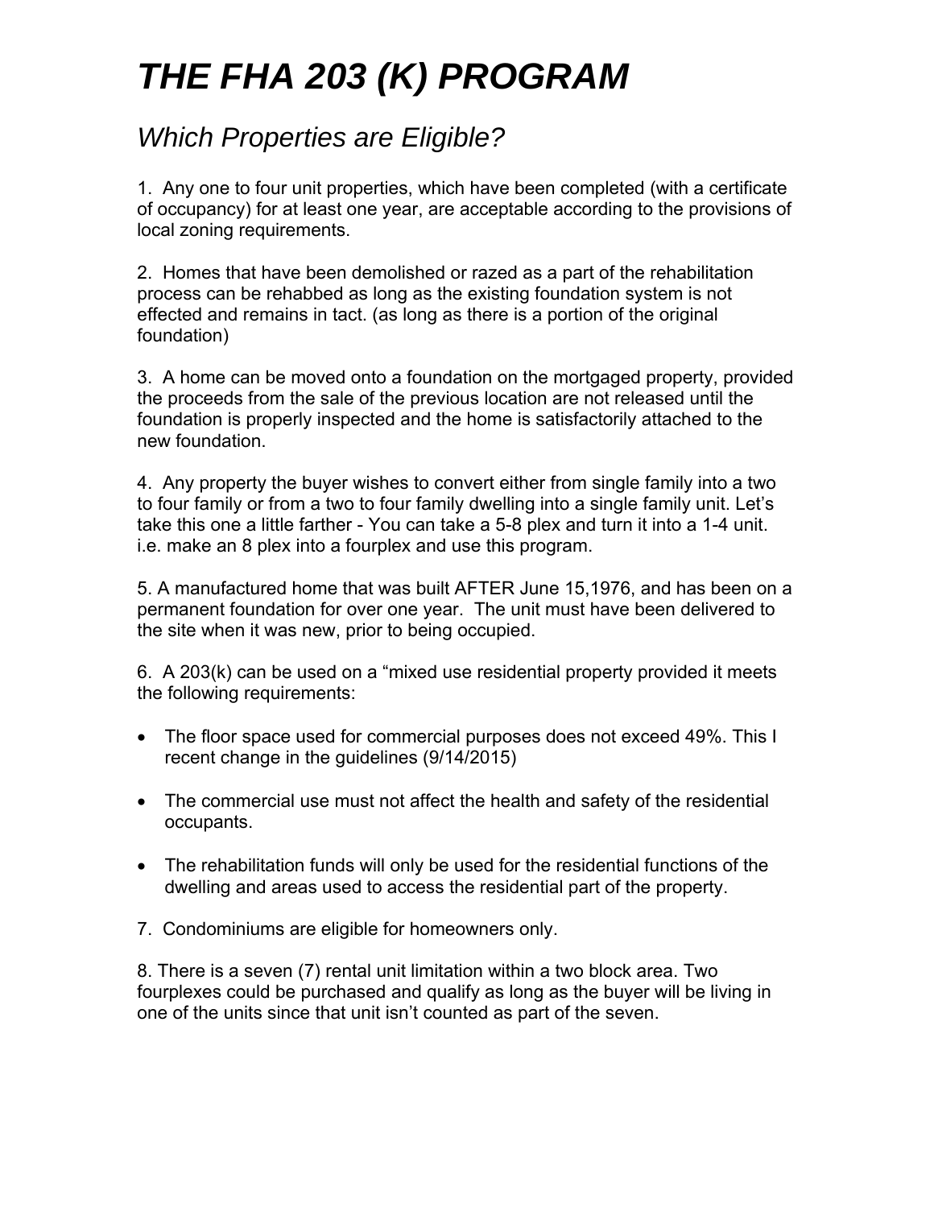# *THE FHA 203 (K) PROGRAM*

## *Which Properties are Eligible?*

1. Any one to four unit properties, which have been completed (with a certificate of occupancy) for at least one year, are acceptable according to the provisions of local zoning requirements.

2. Homes that have been demolished or razed as a part of the rehabilitation process can be rehabbed as long as the existing foundation system is not effected and remains in tact. (as long as there is a portion of the original foundation)

3. A home can be moved onto a foundation on the mortgaged property, provided the proceeds from the sale of the previous location are not released until the foundation is properly inspected and the home is satisfactorily attached to the new foundation.

4. Any property the buyer wishes to convert either from single family into a two to four family or from a two to four family dwelling into a single family unit. Let's take this one a little farther - You can take a 5-8 plex and turn it into a 1-4 unit. i.e. make an 8 plex into a fourplex and use this program.

5. A manufactured home that was built AFTER June 15,1976, and has been on a permanent foundation for over one year. The unit must have been delivered to the site when it was new, prior to being occupied.

6. A 203(k) can be used on a "mixed use residential property provided it meets the following requirements:

- The floor space used for commercial purposes does not exceed 49%. This I recent change in the guidelines (9/14/2015)
- The commercial use must not affect the health and safety of the residential occupants.
- The rehabilitation funds will only be used for the residential functions of the dwelling and areas used to access the residential part of the property.

7. Condominiums are eligible for homeowners only.

8. There is a seven (7) rental unit limitation within a two block area. Two fourplexes could be purchased and qualify as long as the buyer will be living in one of the units since that unit isn't counted as part of the seven.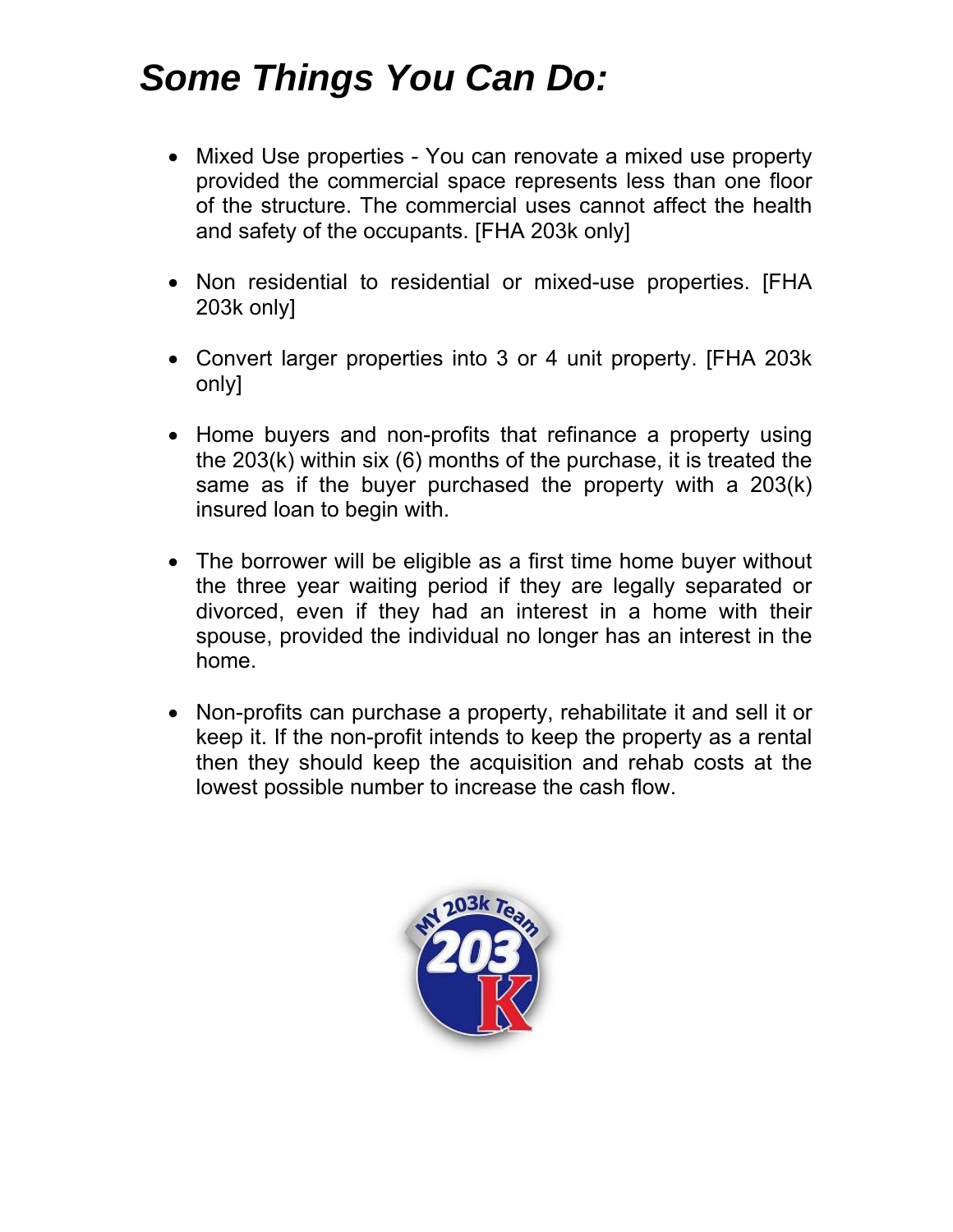# *Some Things You Can Do:*

- Mixed Use properties - You can renovate a mixed use property provided the commercial space represents less than one floor of the structure. The commercial uses cannot affect the health and safety of the occupants. [FHA 203k only]

- Non residential to residential or mixed-use properties. [FHA 203k only]

- Convert larger properties into 3 or 4 unit property. [FHA 203k only]

- Home buyers and non-profits that refinance a property using the 203(k) within six (6) months of the purchase, it is treated the same as if the buyer purchased the property with a 203(k) insured loan to begin with.

- The borrower will be eligible as a first time home buyer without the three year waiting period if they are legally separated or divorced, even if they had an interest in a home with their spouse, provided the individual no longer has an interest in the home.

- Non-profits can purchase a property, rehabilitate it and sell it or keep it. If the non-profit intends to keep the property as a rental then they should keep the acquisition and rehab costs at the lowest possible number to increase the cash flow.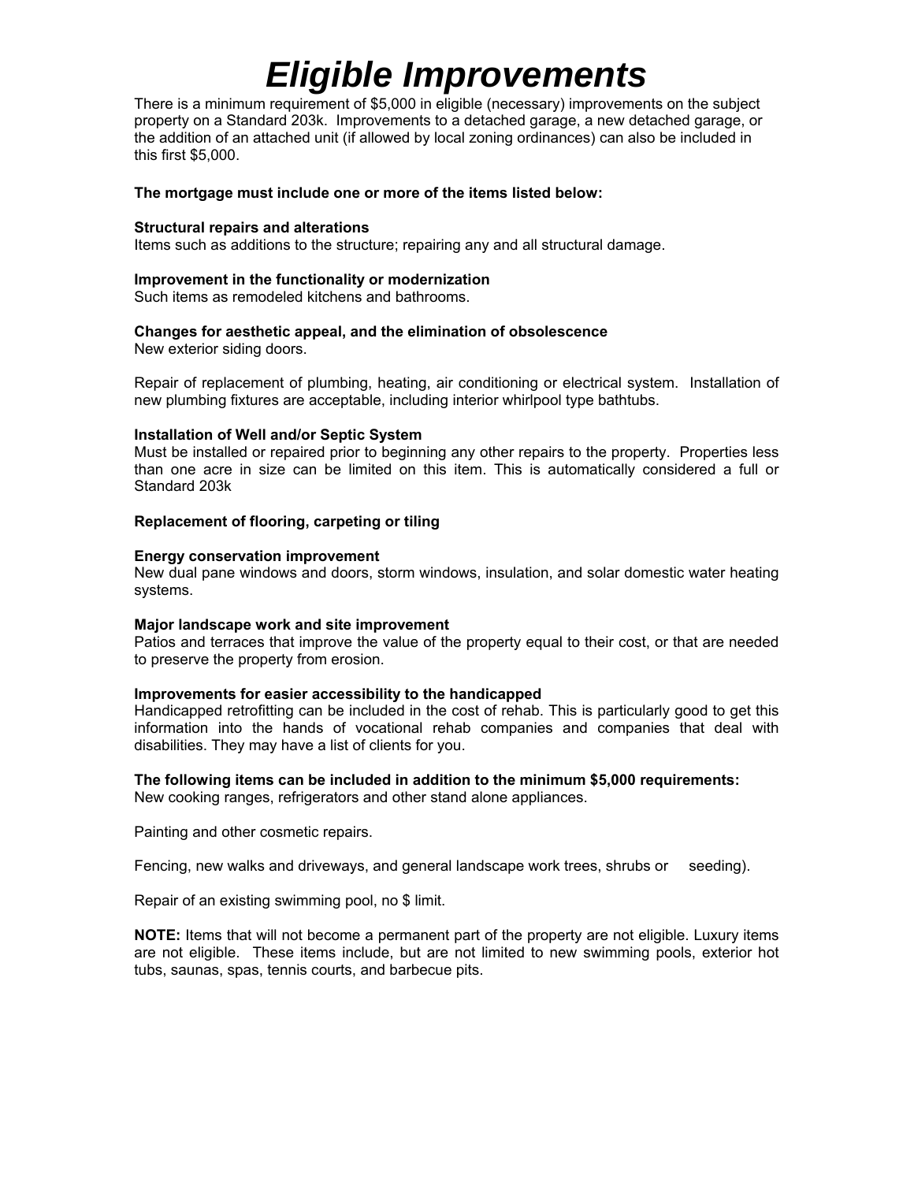# *Eligible Improvements*

There is a minimum requirement of $5,000 in eligible (necessary) improvements on the subject property on a Standard 203k. Improvements to a detached garage, a new detached garage, or the addition of an attached unit (if allowed by local zoning ordinances) can also be included in this first $5,000.

**The mortgage must include one or more of the items listed below:**

**Structural repairs and alterations**
Items such as additions to the structure; repairing any and all structural damage.

**Improvement in the functionality or modernization**
Such items as remodeled kitchens and bathrooms.

**Changes for aesthetic appeal, and the elimination of obsolescence**
New exterior siding doors.

Repair of replacement of plumbing, heating, air conditioning or electrical system. Installation of new plumbing fixtures are acceptable, including interior whirlpool type bathtubs.

**Installation of Well and/or Septic System**
Must be installed or repaired prior to beginning any other repairs to the property. Properties less than one acre in size can be limited on this item. This is automatically considered a full or Standard 203k

**Replacement of flooring, carpeting or tiling**

**Energy conservation improvement**
New dual pane windows and doors, storm windows, insulation, and solar domestic water heating systems.

**Major landscape work and site improvement**
Patios and terraces that improve the value of the property equal to their cost, or that are needed to preserve the property from erosion.

**Improvements for easier accessibility to the handicapped**
Handicapped retrofitting can be included in the cost of rehab. This is particularly good to get this information into the hands of vocational rehab companies and companies that deal with disabilities. They may have a list of clients for you.

**The following items can be included in addition to the minimum $5,000 requirements:**
New cooking ranges, refrigerators and other stand alone appliances.

Painting and other cosmetic repairs.

Fencing, new walks and driveways, and general landscape work trees, shrubs or seeding).

Repair of an existing swimming pool, no $ limit.

**NOTE:** Items that will not become a permanent part of the property are not eligible. Luxury items are not eligible. These items include, but are not limited to new swimming pools, exterior hot tubs, saunas, spas, tennis courts, and barbecue pits.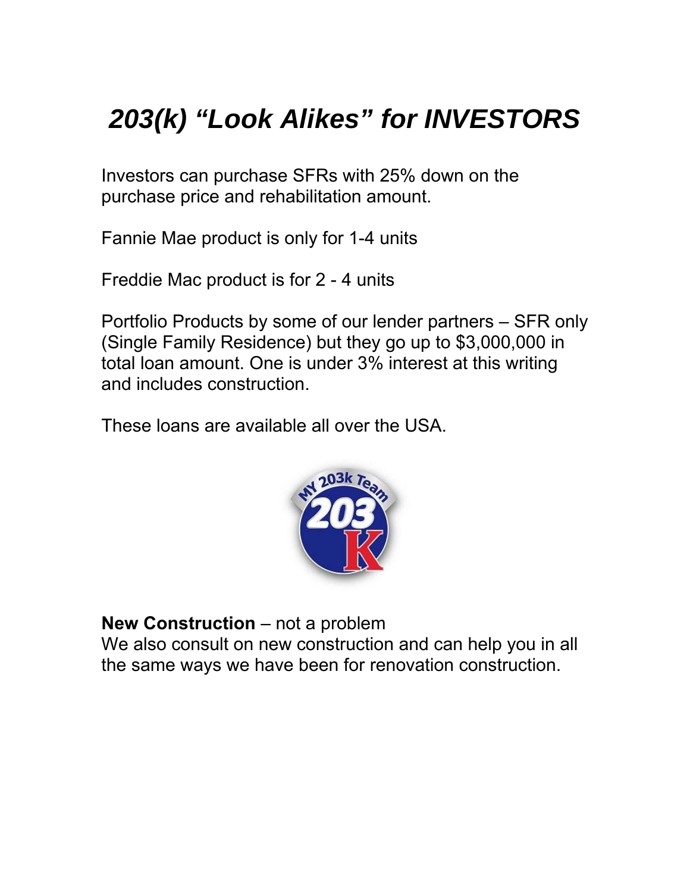# *203(k) "Look Alikes" for INVESTORS*

Investors can purchase SFRs with 25% down on the purchase price and rehabilitation amount.

Fannie Mae product is only for 1-4 units

Freddie Mac product is for 2 - 4 units

Portfolio Products by some of our lender partners – SFR only (Single Family Residence) but they go up to $3,000,000 in total loan amount. One is under 3% interest at this writing and includes construction.

These loans are available all over the USA.

**New Construction** – not a problem
We also consult on new construction and can help you in all the same ways we have been for renovation construction.